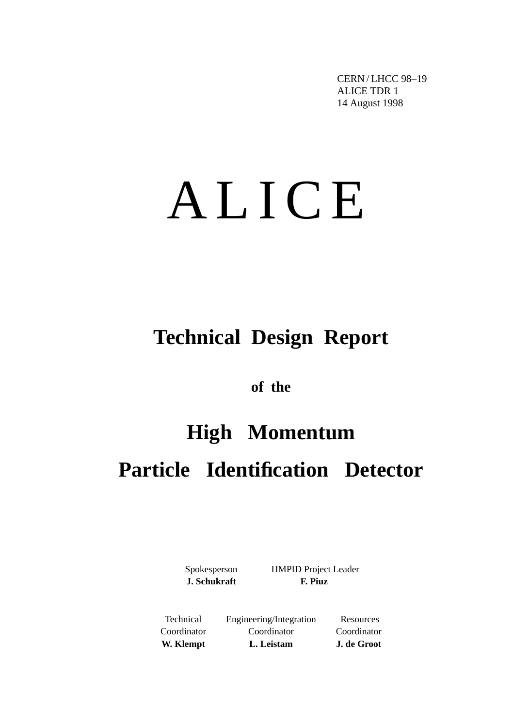CERN / LHCC 98–19
ALICE TDR 1
14 August 1998

# A L I C E

## Technical Design Report

**of the**

## High Momentum Particle Identification Detector

Spokesperson
**J. Schukraft**

HMPID Project Leader
**F. Piuz**

Technical Coordinator
**W. Klempt**

Engineering/Integration Coordinator
**L. Leistam**

Resources Coordinator
**J. de Groot**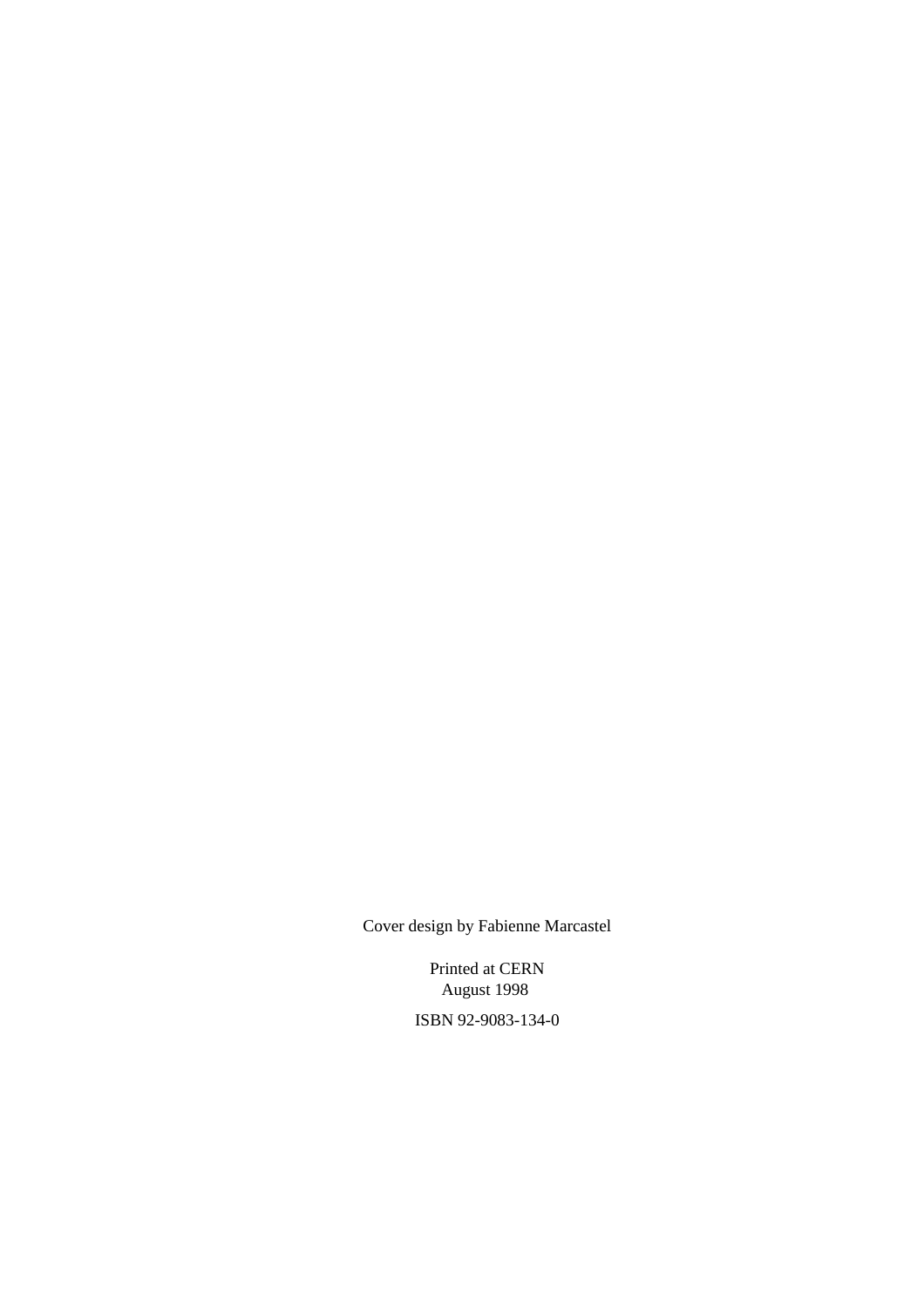Cover design by Fabienne Marcastel

Printed at CERN
August 1998

ISBN 92-9083-134-0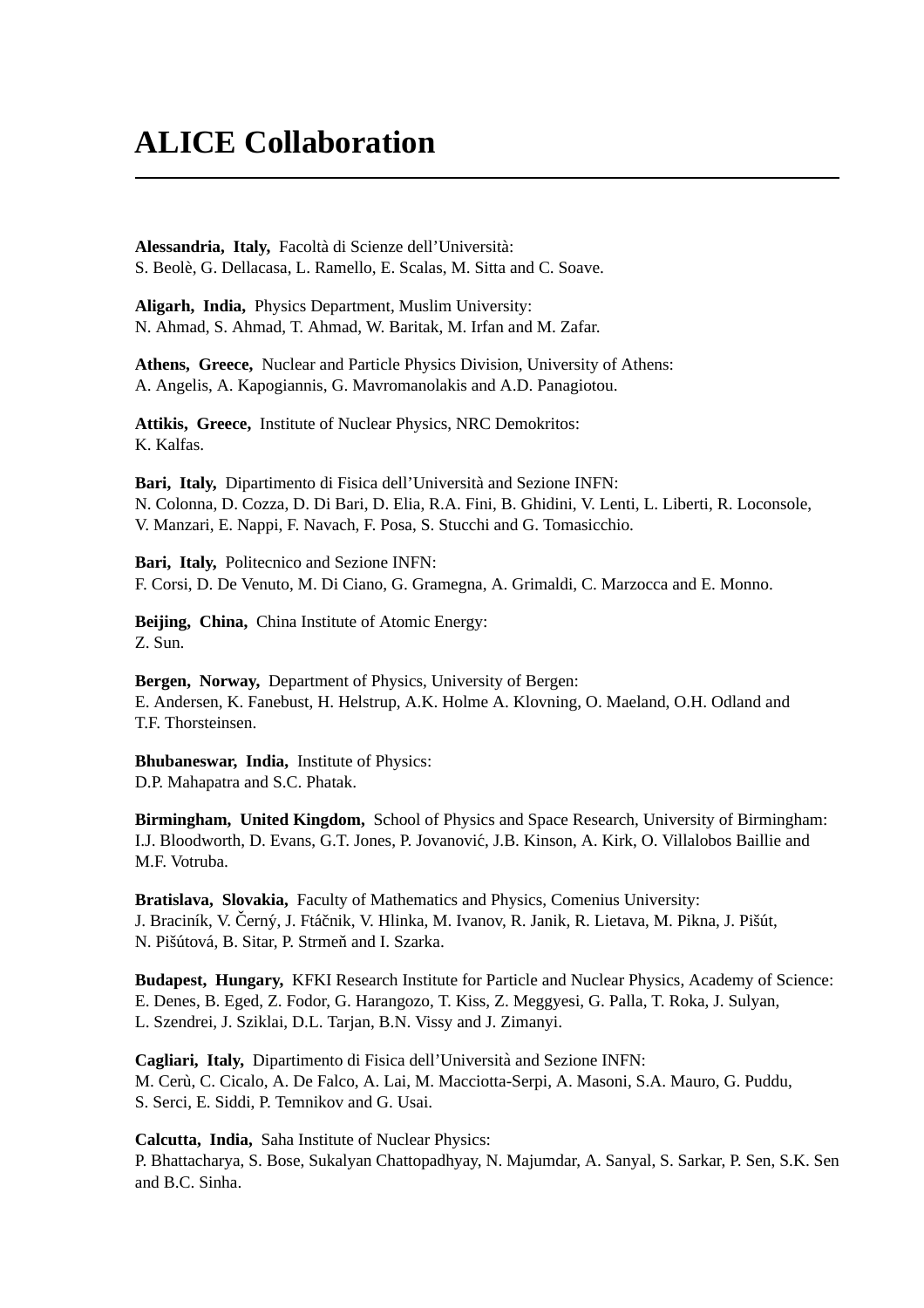# ALICE Collaboration

**Alessandria, Italy,** Facoltà di Scienze dell'Università:
S. Beolè, G. Dellacasa, L. Ramello, E. Scalas, M. Sitta and C. Soave.

**Aligarh, India,** Physics Department, Muslim University:
N. Ahmad, S. Ahmad, T. Ahmad, W. Baritak, M. Irfan and M. Zafar.

**Athens, Greece,** Nuclear and Particle Physics Division, University of Athens:
A. Angelis, A. Kapogiannis, G. Mavromanolakis and A.D. Panagiotou.

**Attikis, Greece,** Institute of Nuclear Physics, NRC Demokritos:
K. Kalfas.

**Bari, Italy,** Dipartimento di Fisica dell'Università and Sezione INFN:
N. Colonna, D. Cozza, D. Di Bari, D. Elia, R.A. Fini, B. Ghidini, V. Lenti, L. Liberti, R. Loconsole, V. Manzari, E. Nappi, F. Navach, F. Posa, S. Stucchi and G. Tomasicchio.

**Bari, Italy,** Politecnico and Sezione INFN:
F. Corsi, D. De Venuto, M. Di Ciano, G. Gramegna, A. Grimaldi, C. Marzocca and E. Monno.

**Beijing, China,** China Institute of Atomic Energy:
Z. Sun.

**Bergen, Norway,** Department of Physics, University of Bergen:
E. Andersen, K. Fanebust, H. Helstrup, A.K. Holme A. Klovning, O. Maeland, O.H. Odland and T.F. Thorsteinsen.

**Bhubaneswar, India,** Institute of Physics:
D.P. Mahapatra and S.C. Phatak.

**Birmingham, United Kingdom,** School of Physics and Space Research, University of Birmingham:
I.J. Bloodworth, D. Evans, G.T. Jones, P. Jovanović, J.B. Kinson, A. Kirk, O. Villalobos Baillie and M.F. Votruba.

**Bratislava, Slovakia,** Faculty of Mathematics and Physics, Comenius University:
J. Braciník, V. Černý, J. Ftáčnik, V. Hlinka, M. Ivanov, R. Janik, R. Lietava, M. Pikna, J. Pišút, N. Pišútová, B. Sitar, P. Strmeň and I. Szarka.

**Budapest, Hungary,** KFKI Research Institute for Particle and Nuclear Physics, Academy of Science:
E. Denes, B. Eged, Z. Fodor, G. Harangozo, T. Kiss, Z. Meggyesi, G. Palla, T. Roka, J. Sulyan, L. Szendrei, J. Sziklai, D.L. Tarjan, B.N. Vissy and J. Zimanyi.

**Cagliari, Italy,** Dipartimento di Fisica dell'Università and Sezione INFN:
M. Cerù, C. Cicalo, A. De Falco, A. Lai, M. Macciotta-Serpi, A. Masoni, S.A. Mauro, G. Puddu, S. Serci, E. Siddi, P. Temnikov and G. Usai.

**Calcutta, India,** Saha Institute of Nuclear Physics:
P. Bhattacharya, S. Bose, Sukalyan Chattopadhyay, N. Majumdar, A. Sanyal, S. Sarkar, P. Sen, S.K. Sen and B.C. Sinha.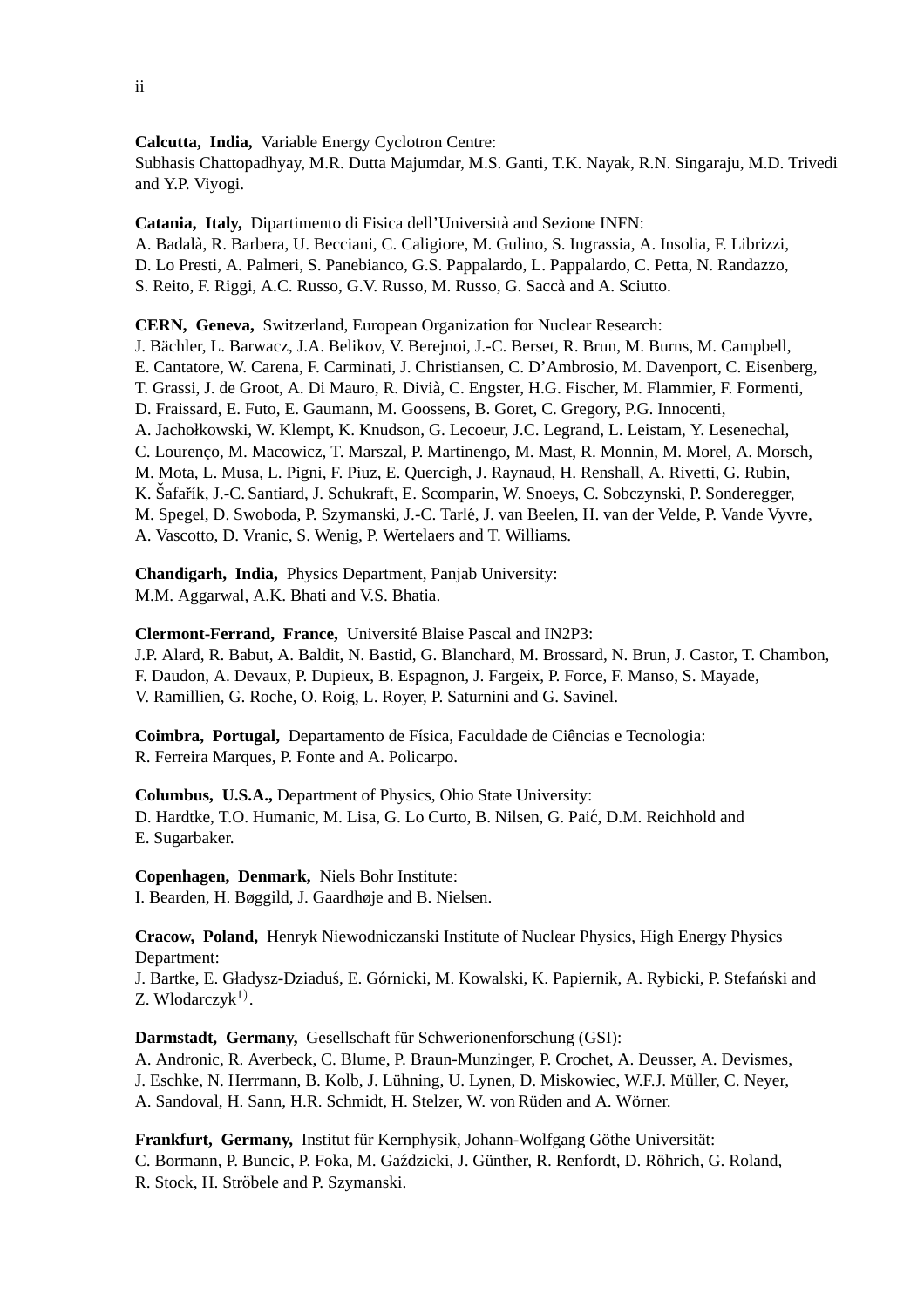**Calcutta, India,** Variable Energy Cyclotron Centre:
Subhasis Chattopadhyay, M.R. Dutta Majumdar, M.S. Ganti, T.K. Nayak, R.N. Singaraju, M.D. Trivedi and Y.P. Viyogi.

**Catania, Italy,** Dipartimento di Fisica dell'Università and Sezione INFN:
A. Badalà, R. Barbera, U. Becciani, C. Caligiore, M. Gulino, S. Ingrassia, A. Insolia, F. Librizzi, D. Lo Presti, A. Palmeri, S. Panebianco, G.S. Pappalardo, L. Pappalardo, C. Petta, N. Randazzo, S. Reito, F. Riggi, A.C. Russo, G.V. Russo, M. Russo, G. Saccà and A. Sciutto.

**CERN, Geneva,** Switzerland, European Organization for Nuclear Research:
J. Bächler, L. Barwacz, J.A. Belikov, V. Berejnoi, J.-C. Berset, R. Brun, M. Burns, M. Campbell, E. Cantatore, W. Carena, F. Carminati, J. Christiansen, C. D'Ambrosio, M. Davenport, C. Eisenberg, T. Grassi, J. de Groot, A. Di Mauro, R. Divià, C. Engster, H.G. Fischer, M. Flammier, F. Formenti, D. Fraissard, E. Futo, E. Gaumann, M. Goossens, B. Goret, C. Gregory, P.G. Innocenti, A. Jachołkowski, W. Klempt, K. Knudson, G. Lecoeur, J.C. Legrand, L. Leistam, Y. Lesenechal, C. Lourenço, M. Macowicz, T. Marszal, P. Martinengo, M. Mast, R. Monnin, M. Morel, A. Morsch, M. Mota, L. Musa, L. Pigni, F. Piuz, E. Quercigh, J. Raynaud, H. Renshall, A. Rivetti, G. Rubin, K. Šafařík, J.-C. Santiard, J. Schukraft, E. Scomparin, W. Snoeys, C. Sobczynski, P. Sonderegger, M. Spegel, D. Swoboda, P. Szymanski, J.-C. Tarlé, J. van Beelen, H. van der Velde, P. Vande Vyvre, A. Vascotto, D. Vranic, S. Wenig, P. Wertelaers and T. Williams.

**Chandigarh, India,** Physics Department, Panjab University:
M.M. Aggarwal, A.K. Bhati and V.S. Bhatia.

**Clermont-Ferrand, France,** Université Blaise Pascal and IN2P3:
J.P. Alard, R. Babut, A. Baldit, N. Bastid, G. Blanchard, M. Brossard, N. Brun, J. Castor, T. Chambon, F. Daudon, A. Devaux, P. Dupieux, B. Espagnon, J. Fargeix, P. Force, F. Manso, S. Mayade, V. Ramillien, G. Roche, O. Roig, L. Royer, P. Saturnini and G. Savinel.

**Coimbra, Portugal,** Departamento de Física, Faculdade de Ciências e Tecnologia:
R. Ferreira Marques, P. Fonte and A. Policarpo.

**Columbus, U.S.A.,** Department of Physics, Ohio State University:
D. Hardtke, T.O. Humanic, M. Lisa, G. Lo Curto, B. Nilsen, G. Paić, D.M. Reichhold and E. Sugarbaker.

**Copenhagen, Denmark,** Niels Bohr Institute:
I. Bearden, H. Bøggild, J. Gaardhøje and B. Nielsen.

**Cracow, Poland,** Henryk Niewodniczanski Institute of Nuclear Physics, High Energy Physics Department:
J. Bartke, E. Gładysz-Dziaduś, E. Górnicki, M. Kowalski, K. Papiernik, A. Rybicki, P. Stefański and Z. Wlodarczyk[1)].

**Darmstadt, Germany,** Gesellschaft für Schwerionenforschung (GSI):
A. Andronic, R. Averbeck, C. Blume, P. Braun-Munzinger, P. Crochet, A. Deusser, A. Devismes, J. Eschke, N. Herrmann, B. Kolb, J. Lühning, U. Lynen, D. Miskowiec, W.F.J. Müller, C. Neyer, A. Sandoval, H. Sann, H.R. Schmidt, H. Stelzer, W. von Rüden and A. Wörner.

**Frankfurt, Germany,** Institut für Kernphysik, Johann-Wolfgang Göthe Universität:
C. Bormann, P. Buncic, P. Foka, M. Gaździcki, J. Günther, R. Renfordt, D. Röhrich, G. Roland, R. Stock, H. Ströbele and P. Szymanski.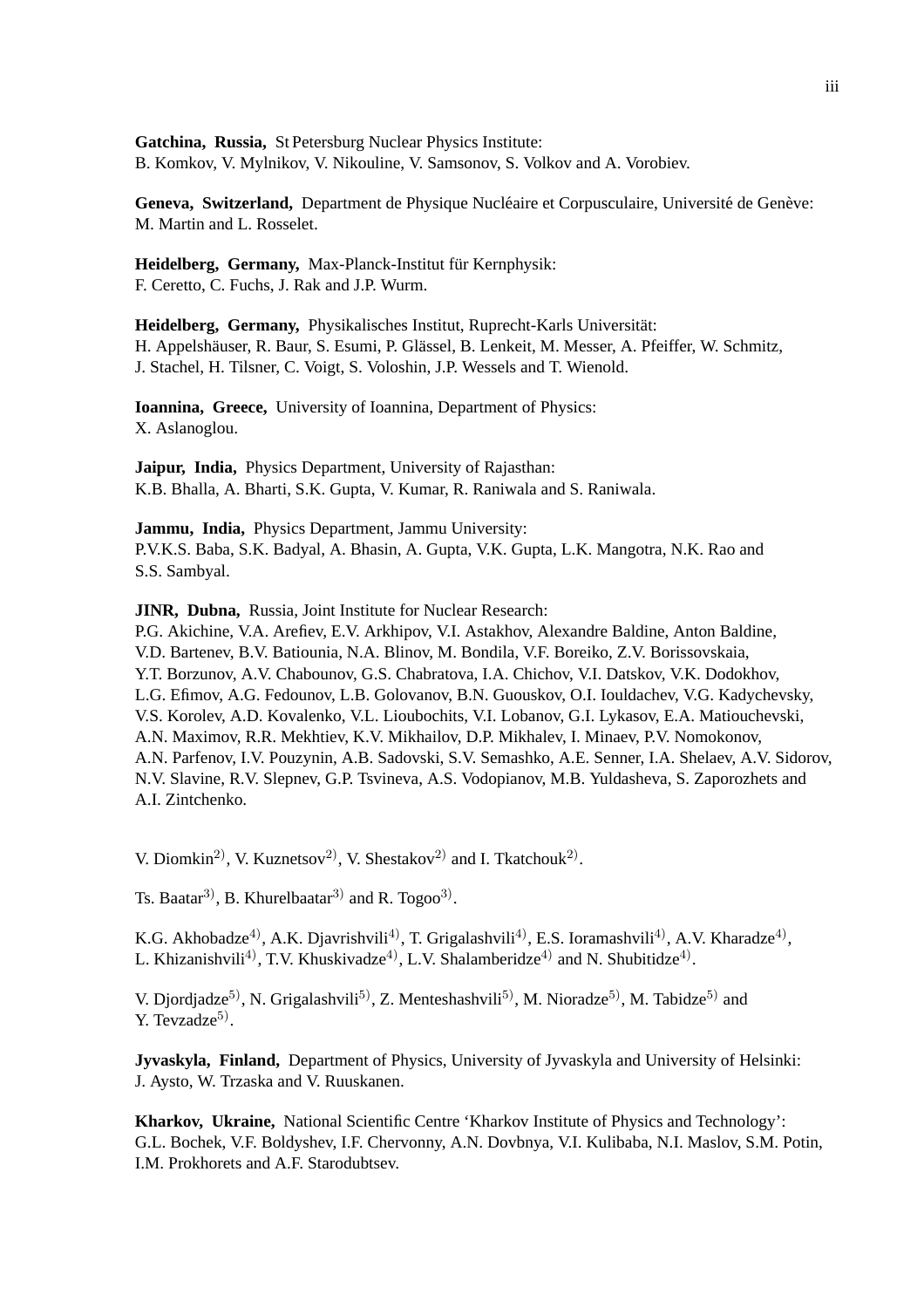**Gatchina, Russia,** St Petersburg Nuclear Physics Institute:
B. Komkov, V. Mylnikov, V. Nikouline, V. Samsonov, S. Volkov and A. Vorobiev.

**Geneva, Switzerland,** Department de Physique Nucléaire et Corpusculaire, Université de Genève:
M. Martin and L. Rosselet.

**Heidelberg, Germany,** Max-Planck-Institut für Kernphysik:
F. Ceretto, C. Fuchs, J. Rak and J.P. Wurm.

**Heidelberg, Germany,** Physikalisches Institut, Ruprecht-Karls Universität:
H. Appelshäuser, R. Baur, S. Esumi, P. Glässel, B. Lenkeit, M. Messer, A. Pfeiffer, W. Schmitz, J. Stachel, H. Tilsner, C. Voigt, S. Voloshin, J.P. Wessels and T. Wienold.

**Ioannina, Greece,** University of Ioannina, Department of Physics:
X. Aslanoglou.

**Jaipur, India,** Physics Department, University of Rajasthan:
K.B. Bhalla, A. Bharti, S.K. Gupta, V. Kumar, R. Raniwala and S. Raniwala.

**Jammu, India,** Physics Department, Jammu University:
P.V.K.S. Baba, S.K. Badyal, A. Bhasin, A. Gupta, V.K. Gupta, L.K. Mangotra, N.K. Rao and S.S. Sambyal.

**JINR, Dubna,** Russia, Joint Institute for Nuclear Research:
P.G. Akichine, V.A. Arefiev, E.V. Arkhipov, V.I. Astakhov, Alexandre Baldine, Anton Baldine, V.D. Bartenev, B.V. Batiounia, N.A. Blinov, M. Bondila, V.F. Boreiko, Z.V. Borissovskaia, Y.T. Borzunov, A.V. Chabounov, G.S. Chabratova, I.A. Chichov, V.I. Datskov, V.K. Dodokhov, L.G. Efimov, A.G. Fedounov, L.B. Golovanov, B.N. Guouskov, O.I. Iouldachev, V.G. Kadychevsky, V.S. Korolev, A.D. Kovalenko, V.L. Lioubochits, V.I. Lobanov, G.I. Lykasov, E.A. Matiouchevski, A.N. Maximov, R.R. Mekhtiev, K.V. Mikhailov, D.P. Mikhalev, I. Minaev, P.V. Nomokonov, A.N. Parfenov, I.V. Pouzynin, A.B. Sadovski, S.V. Semashko, A.E. Senner, I.A. Shelaev, A.V. Sidorov, N.V. Slavine, R.V. Slepnev, G.P. Tsvineva, A.S. Vodopianov, M.B. Yuldasheva, S. Zaporozhets and A.I. Zintchenko.

V. Diomkin[2)], V. Kuznetsov[2)], V. Shestakov[2)] and I. Tkatchouk[2)].

Ts. Baatar[3)], B. Khurelbaatar[3)] and R. Togoo[3)].

K.G. Akhobadze[4)], A.K. Djavrishvili[4)], T. Grigalashvili[4)], E.S. Ioramashvili[4)], A.V. Kharadze[4)], L. Khizanishvili[4)], T.V. Khuskivadze[4)], L.V. Shalamberidze[4)] and N. Shubitidze[4)].

V. Djordjadze[5)], N. Grigalashvili[5)], Z. Menteshashvili[5)], M. Nioradze[5)], M. Tabidze[5)] and Y. Tevzadze[5)].

**Jyvaskyla, Finland,** Department of Physics, University of Jyvaskyla and University of Helsinki:
J. Aysto, W. Trzaska and V. Ruuskanen.

**Kharkov, Ukraine,** National Scientific Centre 'Kharkov Institute of Physics and Technology':
G.L. Bochek, V.F. Boldyshev, I.F. Chervonny, A.N. Dovbnya, V.I. Kulibaba, N.I. Maslov, S.M. Potin, I.M. Prokhorets and A.F. Starodubtsev.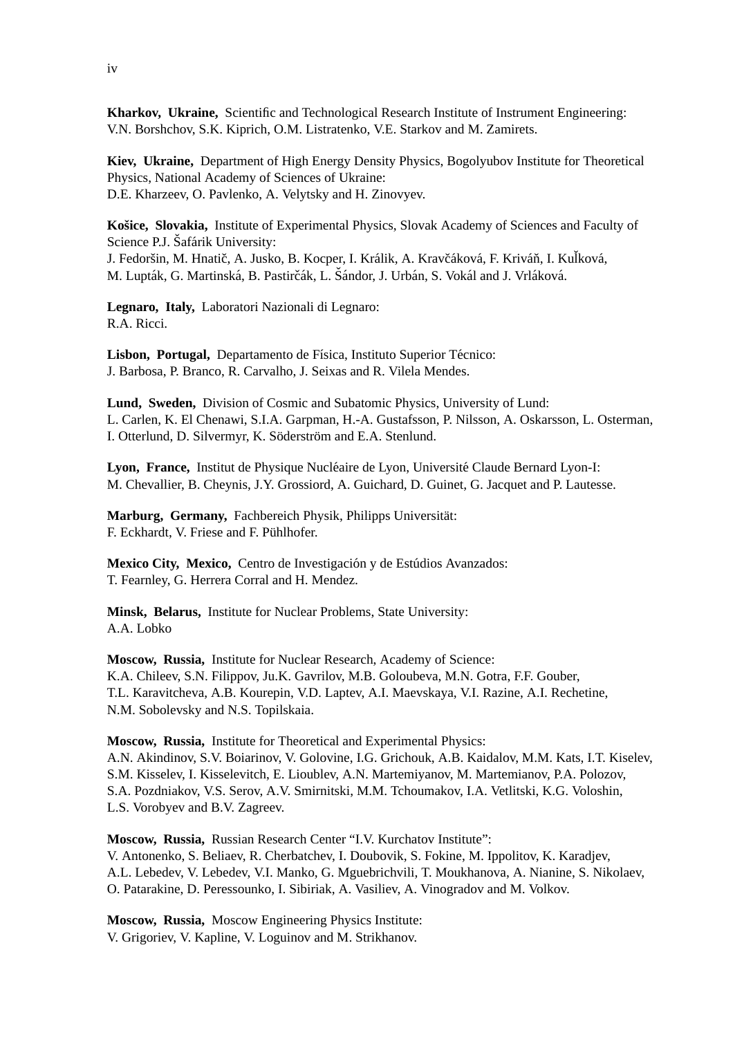**Kharkov, Ukraine,** Scientific and Technological Research Institute of Instrument Engineering:
V.N. Borshchov, S.K. Kiprich, O.M. Listratenko, V.E. Starkov and M. Zamirets.

**Kiev, Ukraine,** Department of High Energy Density Physics, Bogolyubov Institute for Theoretical Physics, National Academy of Sciences of Ukraine:
D.E. Kharzeev, O. Pavlenko, A. Velytsky and H. Zinovyev.

**Košice, Slovakia,** Institute of Experimental Physics, Slovak Academy of Sciences and Faculty of Science P.J. Šafárik University:
J. Fedoršin, M. Hnatič, A. Jusko, B. Kocper, I. Králik, A. Kravčáková, F. Kriváň, I. Kuľková, M. Lupták, G. Martinská, B. Pastirčák, L. Šándor, J. Urbán, S. Vokál and J. Vrláková.

**Legnaro, Italy,** Laboratori Nazionali di Legnaro:
R.A. Ricci.

**Lisbon, Portugal,** Departamento de Física, Instituto Superior Técnico:
J. Barbosa, P. Branco, R. Carvalho, J. Seixas and R. Vilela Mendes.

**Lund, Sweden,** Division of Cosmic and Subatomic Physics, University of Lund:
L. Carlen, K. El Chenawi, S.I.A. Garpman, H.-A. Gustafsson, P. Nilsson, A. Oskarsson, L. Osterman, I. Otterlund, D. Silvermyr, K. Söderström and E.A. Stenlund.

**Lyon, France,** Institut de Physique Nucléaire de Lyon, Université Claude Bernard Lyon-I:
M. Chevallier, B. Cheynis, J.Y. Grossiord, A. Guichard, D. Guinet, G. Jacquet and P. Lautesse.

**Marburg, Germany,** Fachbereich Physik, Philipps Universität:
F. Eckhardt, V. Friese and F. Pühlhofer.

**Mexico City, Mexico,** Centro de Investigación y de Estúdios Avanzados:
T. Fearnley, G. Herrera Corral and H. Mendez.

**Minsk, Belarus,** Institute for Nuclear Problems, State University:
A.A. Lobko

**Moscow, Russia,** Institute for Nuclear Research, Academy of Science:
K.A. Chileev, S.N. Filippov, Ju.K. Gavrilov, M.B. Goloubeva, M.N. Gotra, F.F. Gouber, T.L. Karavitcheva, A.B. Kourepin, V.D. Laptev, A.I. Maevskaya, V.I. Razine, A.I. Rechetine, N.M. Sobolevsky and N.S. Topilskaia.

**Moscow, Russia,** Institute for Theoretical and Experimental Physics:
A.N. Akindinov, S.V. Boiarinov, V. Golovine, I.G. Grichouk, A.B. Kaidalov, M.M. Kats, I.T. Kiselev, S.M. Kisselev, I. Kisselevitch, E. Lioublev, A.N. Martemiyanov, M. Martemianov, P.A. Polozov, S.A. Pozdniakov, V.S. Serov, A.V. Smirnitski, M.M. Tchoumakov, I.A. Vetlitski, K.G. Voloshin, L.S. Vorobyev and B.V. Zagreev.

**Moscow, Russia,** Russian Research Center "I.V. Kurchatov Institute":
V. Antonenko, S. Beliaev, R. Cherbatchev, I. Doubovik, S. Fokine, M. Ippolitov, K. Karadjev, A.L. Lebedev, V. Lebedev, V.I. Manko, G. Mguebrichvili, T. Moukhanova, A. Nianine, S. Nikolaev, O. Patarakine, D. Peressounko, I. Sibiriak, A. Vasiliev, A. Vinogradov and M. Volkov.

**Moscow, Russia,** Moscow Engineering Physics Institute:
V. Grigoriev, V. Kapline, V. Loguinov and M. Strikhanov.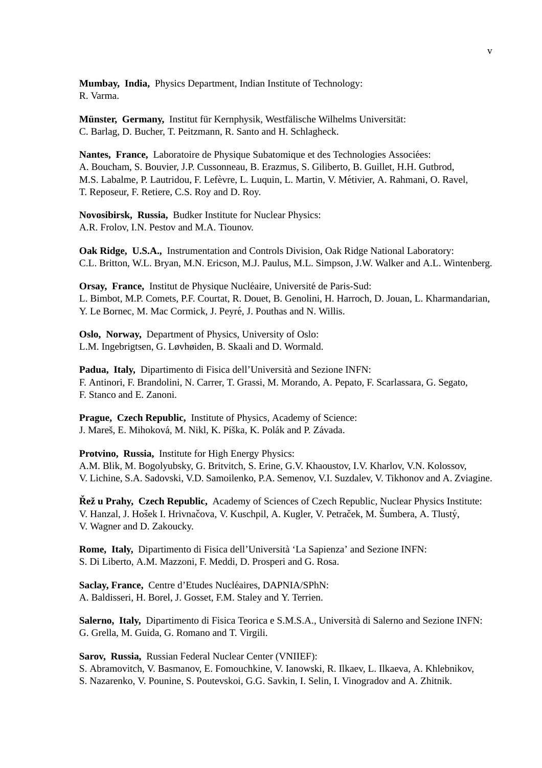**Mumbay, India,** Physics Department, Indian Institute of Technology:
R. Varma.

**Münster, Germany,** Institut für Kernphysik, Westfälische Wilhelms Universität:
C. Barlag, D. Bucher, T. Peitzmann, R. Santo and H. Schlagheck.

**Nantes, France,** Laboratoire de Physique Subatomique et des Technologies Associées:
A. Boucham, S. Bouvier, J.P. Cussonneau, B. Erazmus, S. Giliberto, B. Guillet, H.H. Gutbrod,
M.S. Labalme, P. Lautridou, F. Lefèvre, L. Luquin, L. Martin, V. Métivier, A. Rahmani, O. Ravel,
T. Reposeur, F. Retiere, C.S. Roy and D. Roy.

**Novosibirsk, Russia,** Budker Institute for Nuclear Physics:
A.R. Frolov, I.N. Pestov and M.A. Tiounov.

**Oak Ridge, U.S.A.,** Instrumentation and Controls Division, Oak Ridge National Laboratory:
C.L. Britton, W.L. Bryan, M.N. Ericson, M.J. Paulus, M.L. Simpson, J.W. Walker and A.L. Wintenberg.

**Orsay, France,** Institut de Physique Nucléaire, Université de Paris-Sud:
L. Bimbot, M.P. Comets, P.F. Courtat, R. Douet, B. Genolini, H. Harroch, D. Jouan, L. Kharmandarian,
Y. Le Bornec, M. Mac Cormick, J. Peyré, J. Pouthas and N. Willis.

**Oslo, Norway,** Department of Physics, University of Oslo:
L.M. Ingebrigtsen, G. Løvhøiden, B. Skaali and D. Wormald.

**Padua, Italy,** Dipartimento di Fisica dell'Università and Sezione INFN:
F. Antinori, F. Brandolini, N. Carrer, T. Grassi, M. Morando, A. Pepato, F. Scarlassara, G. Segato,
F. Stanco and E. Zanoni.

**Prague, Czech Republic,** Institute of Physics, Academy of Science:
J. Mareš, E. Mihoková, M. Nikl, K. Píška, K. Polák and P. Závada.

**Protvino, Russia,** Institute for High Energy Physics:
A.M. Blik, M. Bogolyubsky, G. Britvitch, S. Erine, G.V. Khaoustov, I.V. Kharlov, V.N. Kolossov,
V. Lichine, S.A. Sadovski, V.D. Samoilenko, P.A. Semenov, V.I. Suzdalev, V. Tikhonov and A. Zviagine.

**Řež u Prahy, Czech Republic,** Academy of Sciences of Czech Republic, Nuclear Physics Institute:
V. Hanzal, J. Hošek I. Hrivnačova, V. Kuschpil, A. Kugler, V. Petraček, M. Šumbera, A. Tlustý,
V. Wagner and D. Zakoucky.

**Rome, Italy,** Dipartimento di Fisica dell'Università 'La Sapienza' and Sezione INFN:
S. Di Liberto, A.M. Mazzoni, F. Meddi, D. Prosperi and G. Rosa.

**Saclay, France,** Centre d'Etudes Nucléaires, DAPNIA/SPhN:
A. Baldisseri, H. Borel, J. Gosset, F.M. Staley and Y. Terrien.

**Salerno, Italy,** Dipartimento di Fisica Teorica e S.M.S.A., Università di Salerno and Sezione INFN:
G. Grella, M. Guida, G. Romano and T. Virgili.

**Sarov, Russia,** Russian Federal Nuclear Center (VNIIEF):
S. Abramovitch, V. Basmanov, E. Fomouchkine, V. Ianowski, R. Ilkaev, L. Ilkaeva, A. Khlebnikov,
S. Nazarenko, V. Pounine, S. Poutevskoi, G.G. Savkin, I. Selin, I. Vinogradov and A. Zhitnik.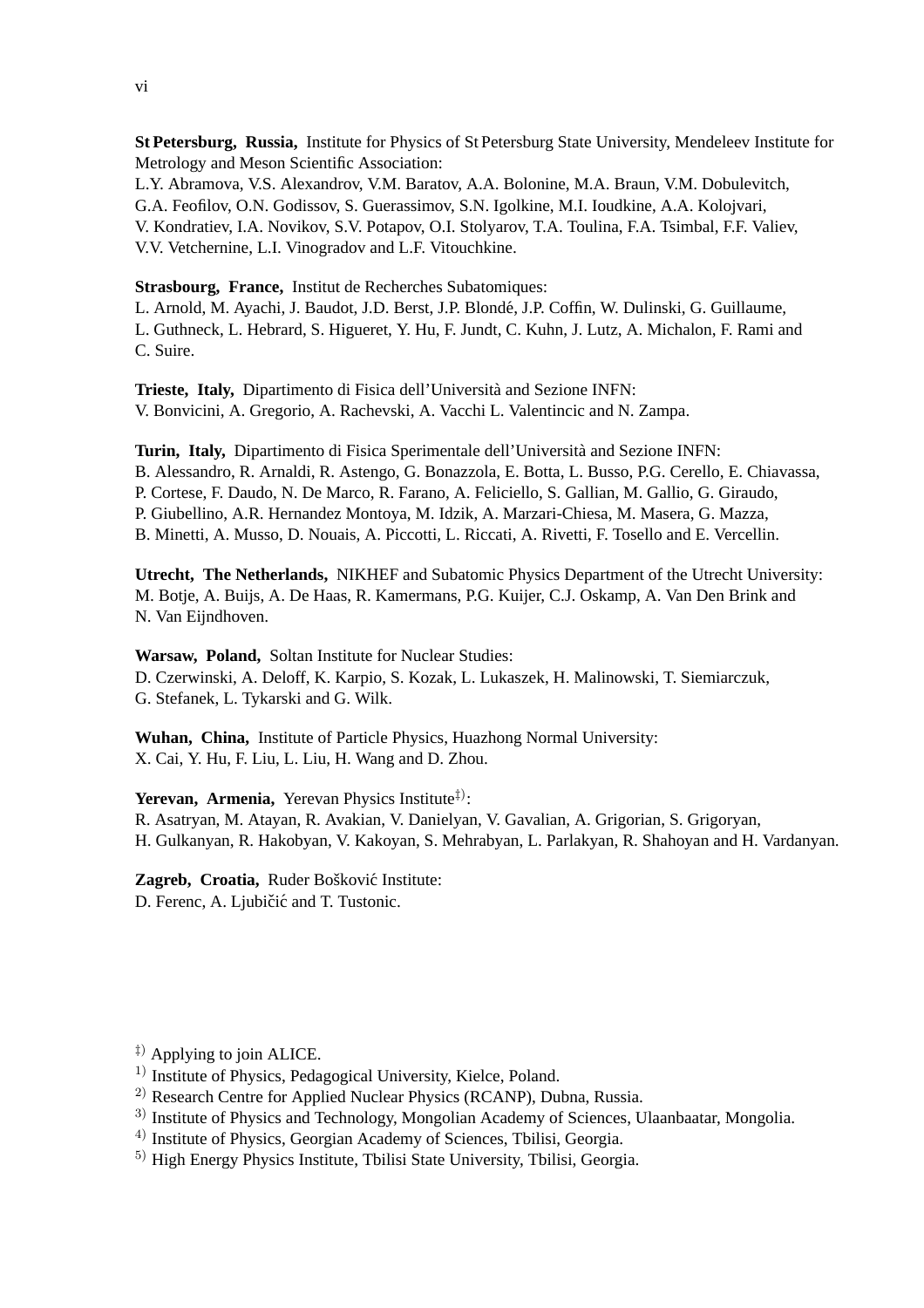**St Petersburg, Russia,** Institute for Physics of St Petersburg State University, Mendeleev Institute for Metrology and Meson Scientific Association:
L.Y. Abramova, V.S. Alexandrov, V.M. Baratov, A.A. Bolonine, M.A. Braun, V.M. Dobulevitch, G.A. Feofilov, O.N. Godissov, S. Guerassimov, S.N. Igolkine, M.I. Ioudkine, A.A. Kolojvari, V. Kondratiev, I.A. Novikov, S.V. Potapov, O.I. Stolyarov, T.A. Toulina, F.A. Tsimbal, F.F. Valiev, V.V. Vetchernine, L.I. Vinogradov and L.F. Vitouchkine.

**Strasbourg, France,** Institut de Recherches Subatomiques:
L. Arnold, M. Ayachi, J. Baudot, J.D. Berst, J.P. Blondé, J.P. Coffin, W. Dulinski, G. Guillaume, L. Guthneck, L. Hebrard, S. Higueret, Y. Hu, F. Jundt, C. Kuhn, J. Lutz, A. Michalon, F. Rami and C. Suire.

**Trieste, Italy,** Dipartimento di Fisica dell'Università and Sezione INFN:
V. Bonvicini, A. Gregorio, A. Rachevski, A. Vacchi L. Valentincic and N. Zampa.

**Turin, Italy,** Dipartimento di Fisica Sperimentale dell'Università and Sezione INFN:
B. Alessandro, R. Arnaldi, R. Astengo, G. Bonazzola, E. Botta, L. Busso, P.G. Cerello, E. Chiavassa, P. Cortese, F. Daudo, N. De Marco, R. Farano, A. Feliciello, S. Gallian, M. Gallio, G. Giraudo, P. Giubellino, A.R. Hernandez Montoya, M. Idzik, A. Marzari-Chiesa, M. Masera, G. Mazza, B. Minetti, A. Musso, D. Nouais, A. Piccotti, L. Riccati, A. Rivetti, F. Tosello and E. Vercellin.

**Utrecht, The Netherlands,** NIKHEF and Subatomic Physics Department of the Utrecht University:
M. Botje, A. Buijs, A. De Haas, R. Kamermans, P.G. Kuijer, C.J. Oskamp, A. Van Den Brink and N. Van Eijndhoven.

**Warsaw, Poland,** Soltan Institute for Nuclear Studies:
D. Czerwinski, A. Deloff, K. Karpio, S. Kozak, L. Lukaszek, H. Malinowski, T. Siemiarczuk, G. Stefanek, L. Tykarski and G. Wilk.

**Wuhan, China,** Institute of Particle Physics, Huazhong Normal University:
X. Cai, Y. Hu, F. Liu, L. Liu, H. Wang and D. Zhou.

**Yerevan, Armenia,** Yerevan Physics Institute[‡)]:
R. Asatryan, M. Atayan, R. Avakian, V. Danielyan, V. Gavalian, A. Grigorian, S. Grigoryan, H. Gulkanyan, R. Hakobyan, V. Kakoyan, S. Mehrabyan, L. Parlakyan, R. Shahoyan and H. Vardanyan.

**Zagreb, Croatia,** Ruder Bošković Institute:
D. Ferenc, A. Ljubičić and T. Tustonic.

[‡)] Applying to join ALICE.
[1)] Institute of Physics, Pedagogical University, Kielce, Poland.
[2)] Research Centre for Applied Nuclear Physics (RCANP), Dubna, Russia.
[3)] Institute of Physics and Technology, Mongolian Academy of Sciences, Ulaanbaatar, Mongolia.
[4)] Institute of Physics, Georgian Academy of Sciences, Tbilisi, Georgia.
[5)] High Energy Physics Institute, Tbilisi State University, Tbilisi, Georgia.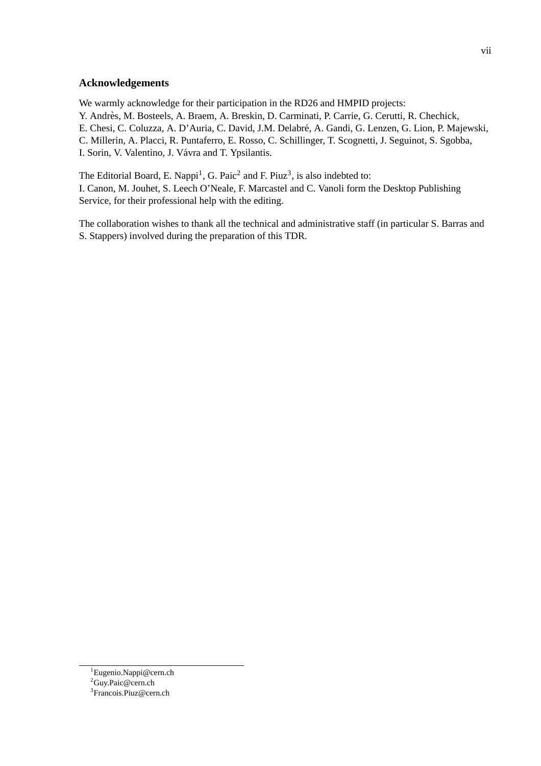## Acknowledgements

We warmly acknowledge for their participation in the RD26 and HMPID projects:
Y. Andrès, M. Bosteels, A. Braem, A. Breskin, D. Carminati, P. Carrie, G. Cerutti, R. Chechick, E. Chesi, C. Coluzza, A. D'Auria, C. David, J.M. Delabré, A. Gandi, G. Lenzen, G. Lion, P. Majewski, C. Millerin, A. Placci, R. Puntaferro, E. Rosso, C. Schillinger, T. Scognetti, J. Seguinot, S. Sgobba, I. Sorin, V. Valentino, J. Vávra and T. Ypsilantis.

The Editorial Board, E. Nappi[1], G. Paic[2] and F. Piuz[3], is also indebted to:
I. Canon, M. Jouhet, S. Leech O'Neale, F. Marcastel and C. Vanoli form the Desktop Publishing Service, for their professional help with the editing.

The collaboration wishes to thank all the technical and administrative staff (in particular S. Barras and S. Stappers) involved during the preparation of this TDR.

[1] Eugenio.Nappi@cern.ch
[2] Guy.Paic@cern.ch
[3] Francois.Piuz@cern.ch